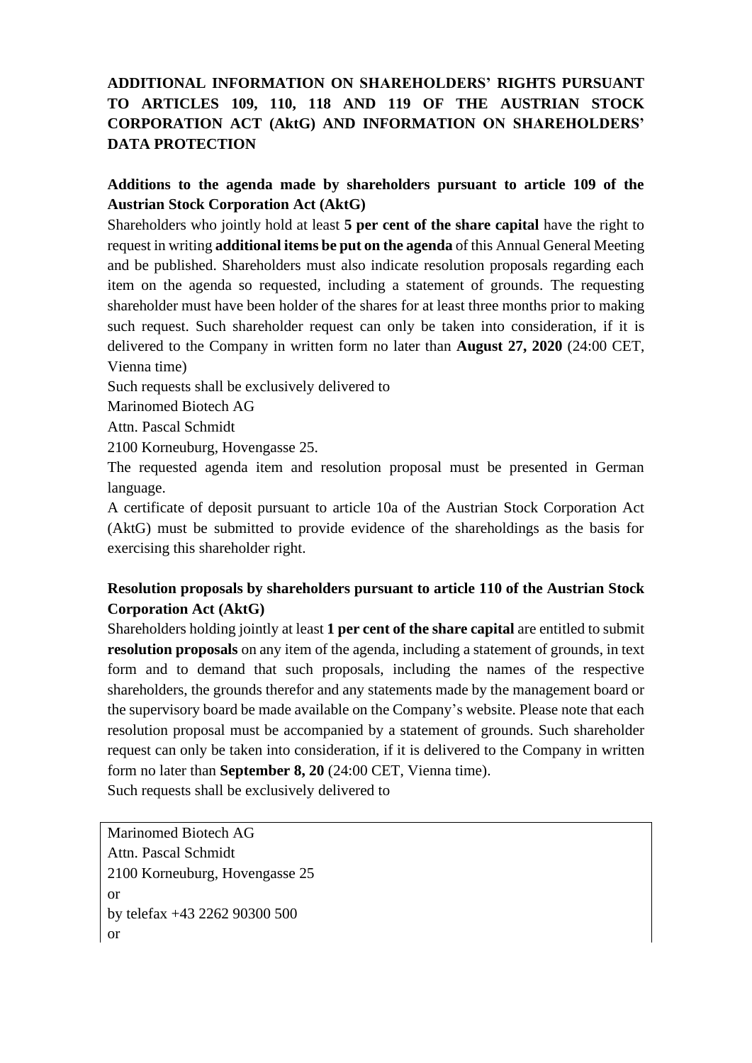**ADDITIONAL INFORMATION ON SHAREHOLDERS' RIGHTS PURSUANT TO ARTICLES 109, 110, 118 AND 119 OF THE AUSTRIAN STOCK CORPORATION ACT (AktG) AND INFORMATION ON SHAREHOLDERS' DATA PROTECTION**

**Additions to the agenda made by shareholders pursuant to article 109 of the Austrian Stock Corporation Act (AktG)**

Shareholders who jointly hold at least **5 per cent of the share capital** have the right to request in writing **additional items be put on the agenda** of this Annual General Meeting and be published. Shareholders must also indicate resolution proposals regarding each item on the agenda so requested, including a statement of grounds. The requesting shareholder must have been holder of the shares for at least three months prior to making such request. Such shareholder request can only be taken into consideration, if it is delivered to the Company in written form no later than **August 27, 2020** (24:00 CET, Vienna time)

Such requests shall be exclusively delivered to

Marinomed Biotech AG
Attn. Pascal Schmidt
2100 Korneuburg, Hovengasse 25.

The requested agenda item and resolution proposal must be presented in German language.

A certificate of deposit pursuant to article 10a of the Austrian Stock Corporation Act (AktG) must be submitted to provide evidence of the shareholdings as the basis for exercising this shareholder right.

**Resolution proposals by shareholders pursuant to article 110 of the Austrian Stock Corporation Act (AktG)**

Shareholders holding jointly at least **1 per cent of the share capital** are entitled to submit **resolution proposals** on any item of the agenda, including a statement of grounds, in text form and to demand that such proposals, including the names of the respective shareholders, the grounds therefor and any statements made by the management board or the supervisory board be made available on the Company's website. Please note that each resolution proposal must be accompanied by a statement of grounds. Such shareholder request can only be taken into consideration, if it is delivered to the Company in written form no later than **September 8, 20** (24:00 CET, Vienna time).

Such requests shall be exclusively delivered to

Marinomed Biotech AG
Attn. Pascal Schmidt
2100 Korneuburg, Hovengasse 25
or
by telefax +43 2262 90300 500
or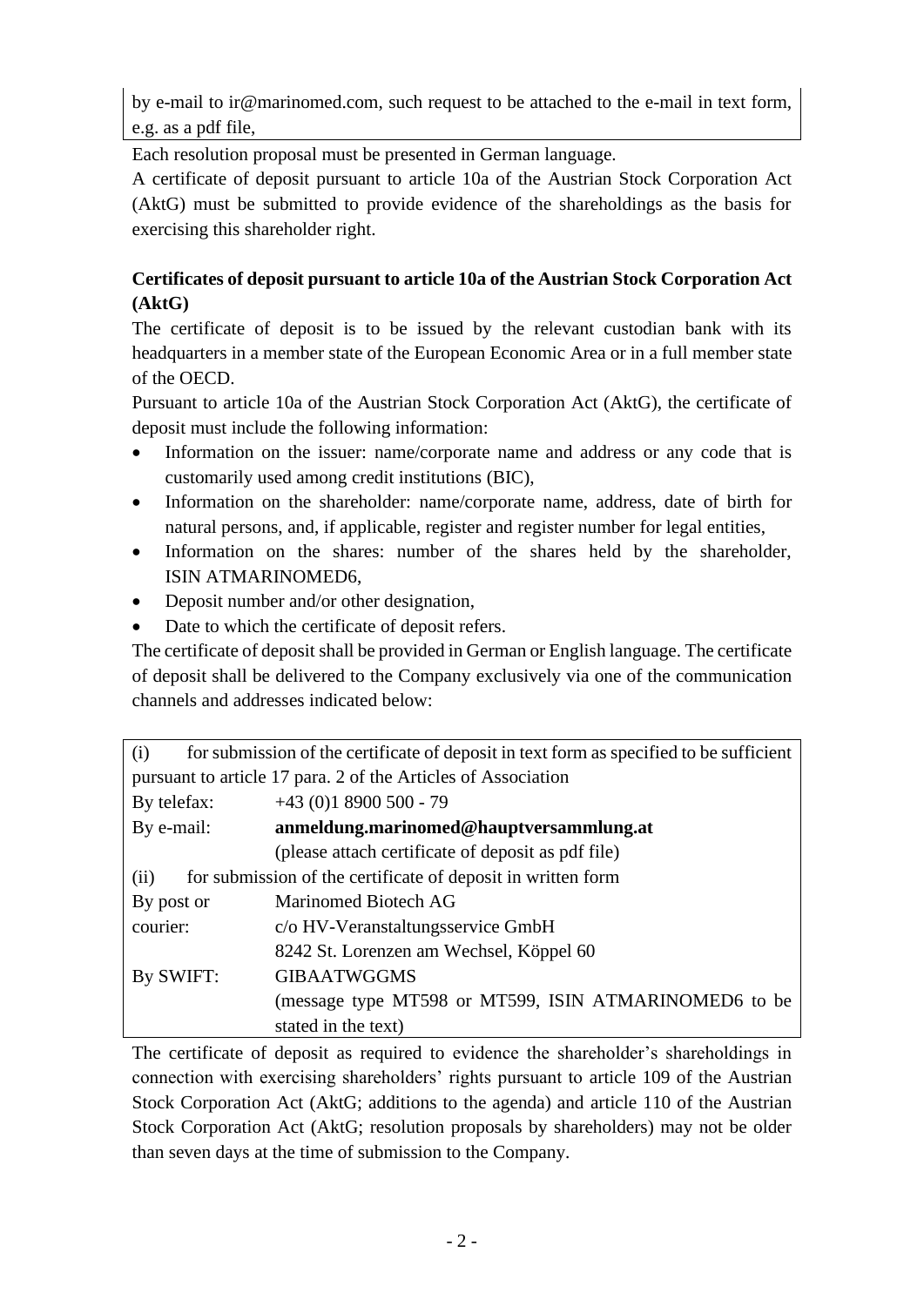by e-mail to ir@marinomed.com, such request to be attached to the e-mail in text form, e.g. as a pdf file,

Each resolution proposal must be presented in German language.

A certificate of deposit pursuant to article 10a of the Austrian Stock Corporation Act (AktG) must be submitted to provide evidence of the shareholdings as the basis for exercising this shareholder right.

**Certificates of deposit pursuant to article 10a of the Austrian Stock Corporation Act (AktG)**

The certificate of deposit is to be issued by the relevant custodian bank with its headquarters in a member state of the European Economic Area or in a full member state of the OECD.

Pursuant to article 10a of the Austrian Stock Corporation Act (AktG), the certificate of deposit must include the following information:

- Information on the issuer: name/corporate name and address or any code that is customarily used among credit institutions (BIC),
- Information on the shareholder: name/corporate name, address, date of birth for natural persons, and, if applicable, register and register number for legal entities,
- Information on the shares: number of the shares held by the shareholder, ISIN ATMARINOMED6,
- Deposit number and/or other designation,
- Date to which the certificate of deposit refers.

The certificate of deposit shall be provided in German or English language. The certificate of deposit shall be delivered to the Company exclusively via one of the communication channels and addresses indicated below:

| (i) for submission of the certificate of deposit in text form as specified to be sufficient pursuant to article 17 para. 2 of the Articles of Association | |
|---|---|
| By telefax: | +43 (0)1 8900 500 - 79 |
| By e-mail: | **anmeldung.marinomed@hauptversammlung.at**<br>(please attach certificate of deposit as pdf file) |
| (ii) for submission of the certificate of deposit in written form | |
| By post or courier: | Marinomed Biotech AG<br>c/o HV-Veranstaltungsservice GmbH<br>8242 St. Lorenzen am Wechsel, Köppel 60 |
| By SWIFT: | GIBAATWGGMS<br>(message type MT598 or MT599, ISIN ATMARINOMED6 to be stated in the text) |

The certificate of deposit as required to evidence the shareholder's shareholdings in connection with exercising shareholders' rights pursuant to article 109 of the Austrian Stock Corporation Act (AktG; additions to the agenda) and article 110 of the Austrian Stock Corporation Act (AktG; resolution proposals by shareholders) may not be older than seven days at the time of submission to the Company.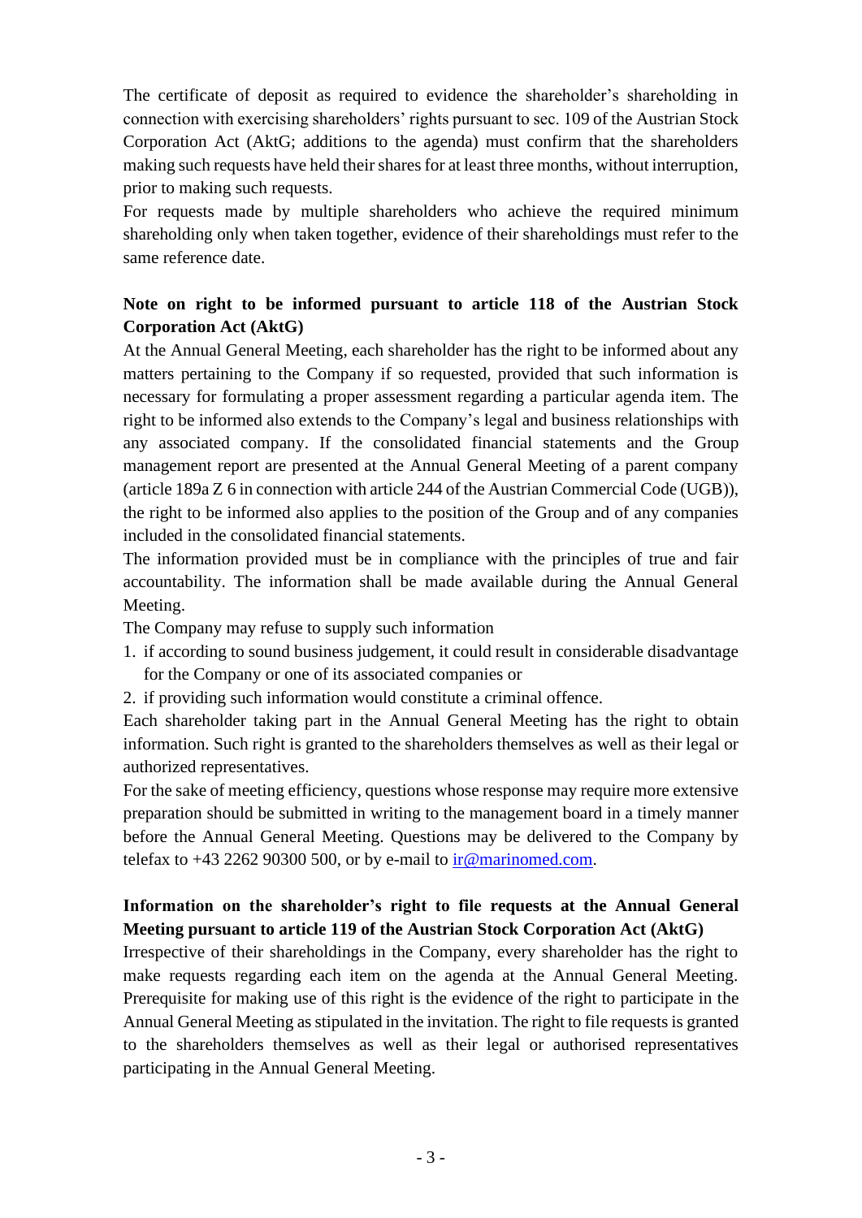The certificate of deposit as required to evidence the shareholder's shareholding in connection with exercising shareholders' rights pursuant to sec. 109 of the Austrian Stock Corporation Act (AktG; additions to the agenda) must confirm that the shareholders making such requests have held their shares for at least three months, without interruption, prior to making such requests.

For requests made by multiple shareholders who achieve the required minimum shareholding only when taken together, evidence of their shareholdings must refer to the same reference date.

**Note on right to be informed pursuant to article 118 of the Austrian Stock Corporation Act (AktG)**

At the Annual General Meeting, each shareholder has the right to be informed about any matters pertaining to the Company if so requested, provided that such information is necessary for formulating a proper assessment regarding a particular agenda item. The right to be informed also extends to the Company's legal and business relationships with any associated company. If the consolidated financial statements and the Group management report are presented at the Annual General Meeting of a parent company (article 189a Z 6 in connection with article 244 of the Austrian Commercial Code (UGB)), the right to be informed also applies to the position of the Group and of any companies included in the consolidated financial statements.

The information provided must be in compliance with the principles of true and fair accountability. The information shall be made available during the Annual General Meeting.

The Company may refuse to supply such information

1. if according to sound business judgement, it could result in considerable disadvantage for the Company or one of its associated companies or
2. if providing such information would constitute a criminal offence.

Each shareholder taking part in the Annual General Meeting has the right to obtain information. Such right is granted to the shareholders themselves as well as their legal or authorized representatives.

For the sake of meeting efficiency, questions whose response may require more extensive preparation should be submitted in writing to the management board in a timely manner before the Annual General Meeting. Questions may be delivered to the Company by telefax to +43 2262 90300 500, or by e-mail to ir@marinomed.com.

**Information on the shareholder's right to file requests at the Annual General Meeting pursuant to article 119 of the Austrian Stock Corporation Act (AktG)**

Irrespective of their shareholdings in the Company, every shareholder has the right to make requests regarding each item on the agenda at the Annual General Meeting. Prerequisite for making use of this right is the evidence of the right to participate in the Annual General Meeting as stipulated in the invitation. The right to file requests is granted to the shareholders themselves as well as their legal or authorised representatives participating in the Annual General Meeting.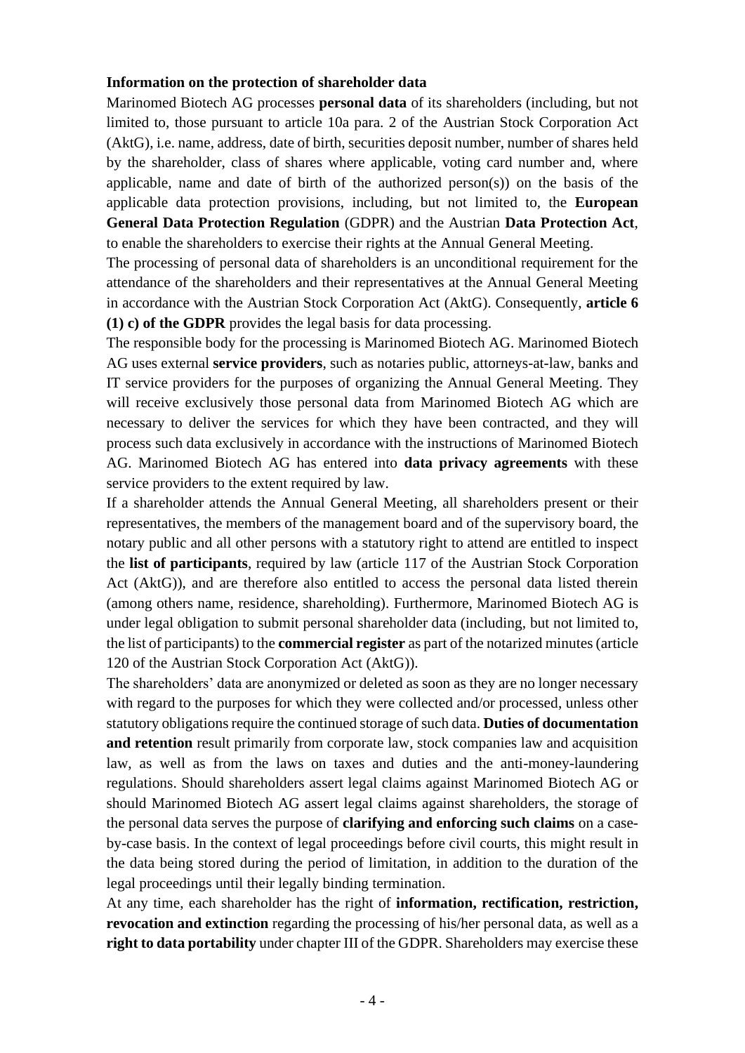**Information on the protection of shareholder data**

Marinomed Biotech AG processes **personal data** of its shareholders (including, but not limited to, those pursuant to article 10a para. 2 of the Austrian Stock Corporation Act (AktG), i.e. name, address, date of birth, securities deposit number, number of shares held by the shareholder, class of shares where applicable, voting card number and, where applicable, name and date of birth of the authorized person(s)) on the basis of the applicable data protection provisions, including, but not limited to, the **European General Data Protection Regulation** (GDPR) and the Austrian **Data Protection Act**, to enable the shareholders to exercise their rights at the Annual General Meeting.

The processing of personal data of shareholders is an unconditional requirement for the attendance of the shareholders and their representatives at the Annual General Meeting in accordance with the Austrian Stock Corporation Act (AktG). Consequently, **article 6 (1) c) of the GDPR** provides the legal basis for data processing.

The responsible body for the processing is Marinomed Biotech AG. Marinomed Biotech AG uses external **service providers**, such as notaries public, attorneys-at-law, banks and IT service providers for the purposes of organizing the Annual General Meeting. They will receive exclusively those personal data from Marinomed Biotech AG which are necessary to deliver the services for which they have been contracted, and they will process such data exclusively in accordance with the instructions of Marinomed Biotech AG. Marinomed Biotech AG has entered into **data privacy agreements** with these service providers to the extent required by law.

If a shareholder attends the Annual General Meeting, all shareholders present or their representatives, the members of the management board and of the supervisory board, the notary public and all other persons with a statutory right to attend are entitled to inspect the **list of participants**, required by law (article 117 of the Austrian Stock Corporation Act (AktG)), and are therefore also entitled to access the personal data listed therein (among others name, residence, shareholding). Furthermore, Marinomed Biotech AG is under legal obligation to submit personal shareholder data (including, but not limited to, the list of participants) to the **commercial register** as part of the notarized minutes (article 120 of the Austrian Stock Corporation Act (AktG)).

The shareholders' data are anonymized or deleted as soon as they are no longer necessary with regard to the purposes for which they were collected and/or processed, unless other statutory obligations require the continued storage of such data. **Duties of documentation and retention** result primarily from corporate law, stock companies law and acquisition law, as well as from the laws on taxes and duties and the anti-money-laundering regulations. Should shareholders assert legal claims against Marinomed Biotech AG or should Marinomed Biotech AG assert legal claims against shareholders, the storage of the personal data serves the purpose of **clarifying and enforcing such claims** on a case-by-case basis. In the context of legal proceedings before civil courts, this might result in the data being stored during the period of limitation, in addition to the duration of the legal proceedings until their legally binding termination.

At any time, each shareholder has the right of **information, rectification, restriction, revocation and extinction** regarding the processing of his/her personal data, as well as a **right to data portability** under chapter III of the GDPR. Shareholders may exercise these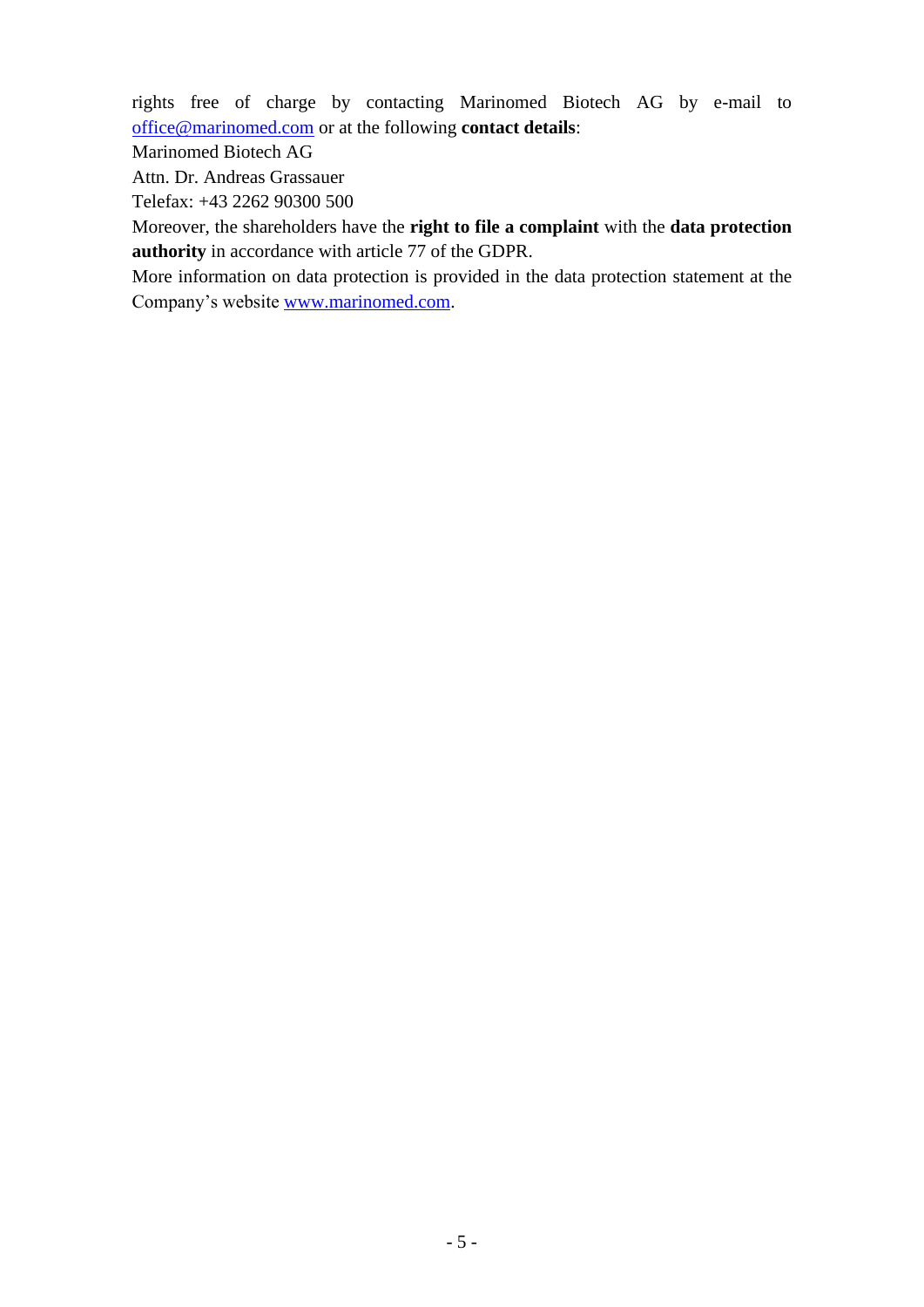rights free of charge by contacting Marinomed Biotech AG by e-mail to office@marinomed.com or at the following **contact details**:

Marinomed Biotech AG

Attn. Dr. Andreas Grassauer

Telefax: +43 2262 90300 500

Moreover, the shareholders have the **right to file a complaint** with the **data protection authority** in accordance with article 77 of the GDPR.

More information on data protection is provided in the data protection statement at the Company's website www.marinomed.com.